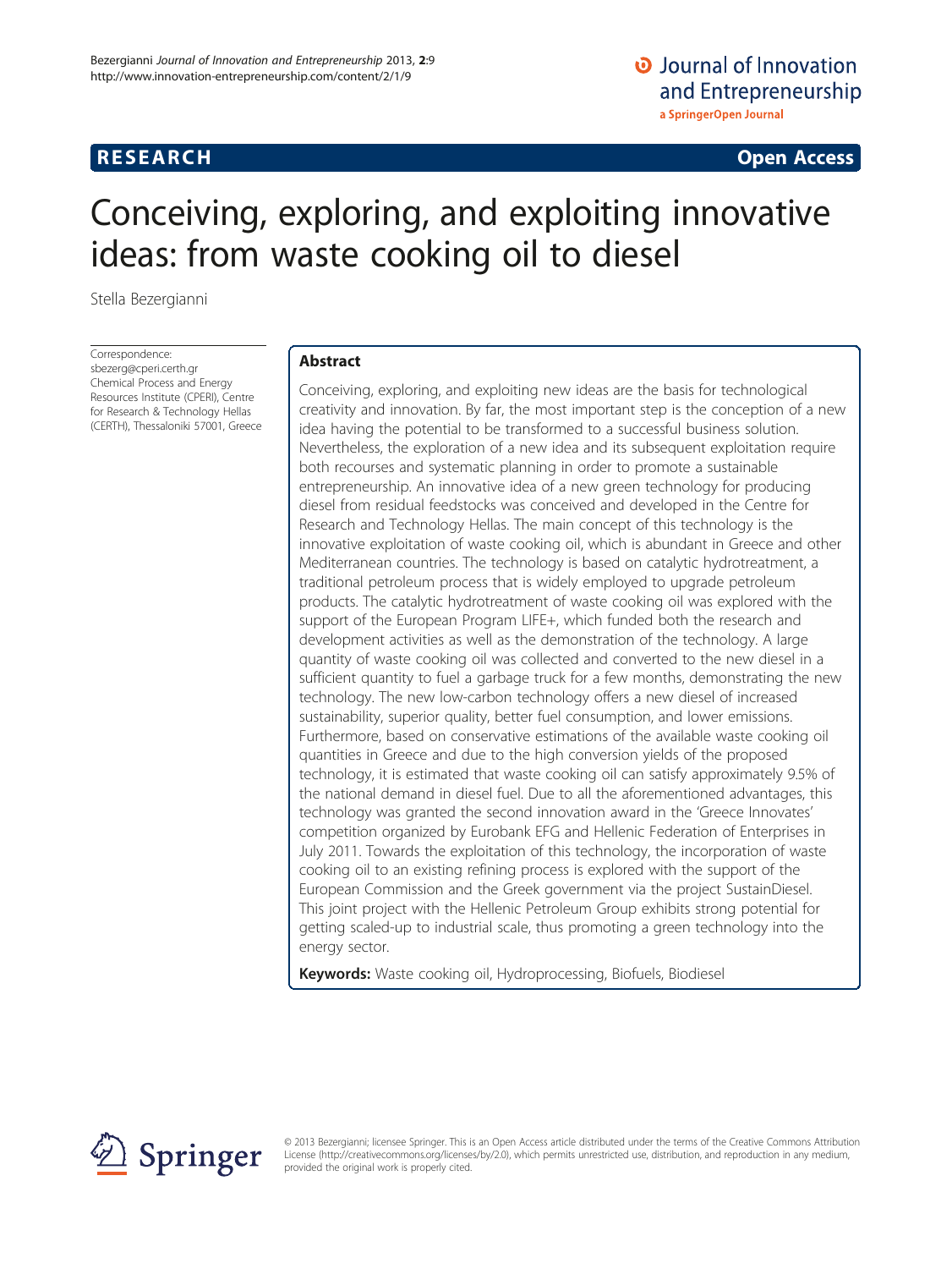**RESEARCH** **Open Access**

# Conceiving, exploring, and exploiting innovative ideas: from waste cooking oil to diesel

Stella Bezergianni

Correspondence: sbezerg@cperi.certh.gr
Chemical Process and Energy Resources Institute (CPERI), Centre for Research & Technology Hellas (CERTH), Thessaloniki 57001, Greece

## Abstract

Conceiving, exploring, and exploiting new ideas are the basis for technological creativity and innovation. By far, the most important step is the conception of a new idea having the potential to be transformed to a successful business solution. Nevertheless, the exploration of a new idea and its subsequent exploitation require both recourses and systematic planning in order to promote a sustainable entrepreneurship. An innovative idea of a new green technology for producing diesel from residual feedstocks was conceived and developed in the Centre for Research and Technology Hellas. The main concept of this technology is the innovative exploitation of waste cooking oil, which is abundant in Greece and other Mediterranean countries. The technology is based on catalytic hydrotreatment, a traditional petroleum process that is widely employed to upgrade petroleum products. The catalytic hydrotreatment of waste cooking oil was explored with the support of the European Program LIFE+, which funded both the research and development activities as well as the demonstration of the technology. A large quantity of waste cooking oil was collected and converted to the new diesel in a sufficient quantity to fuel a garbage truck for a few months, demonstrating the new technology. The new low-carbon technology offers a new diesel of increased sustainability, superior quality, better fuel consumption, and lower emissions. Furthermore, based on conservative estimations of the available waste cooking oil quantities in Greece and due to the high conversion yields of the proposed technology, it is estimated that waste cooking oil can satisfy approximately 9.5% of the national demand in diesel fuel. Due to all the aforementioned advantages, this technology was granted the second innovation award in the 'Greece Innovates' competition organized by Eurobank EFG and Hellenic Federation of Enterprises in July 2011. Towards the exploitation of this technology, the incorporation of waste cooking oil to an existing refining process is explored with the support of the European Commission and the Greek government via the project SustainDiesel. This joint project with the Hellenic Petroleum Group exhibits strong potential for getting scaled-up to industrial scale, thus promoting a green technology into the energy sector.

**Keywords:** Waste cooking oil, Hydroprocessing, Biofuels, Biodiesel

© 2013 Bezergianni; licensee Springer. This is an Open Access article distributed under the terms of the Creative Commons Attribution License (http://creativecommons.org/licenses/by/2.0), which permits unrestricted use, distribution, and reproduction in any medium, provided the original work is properly cited.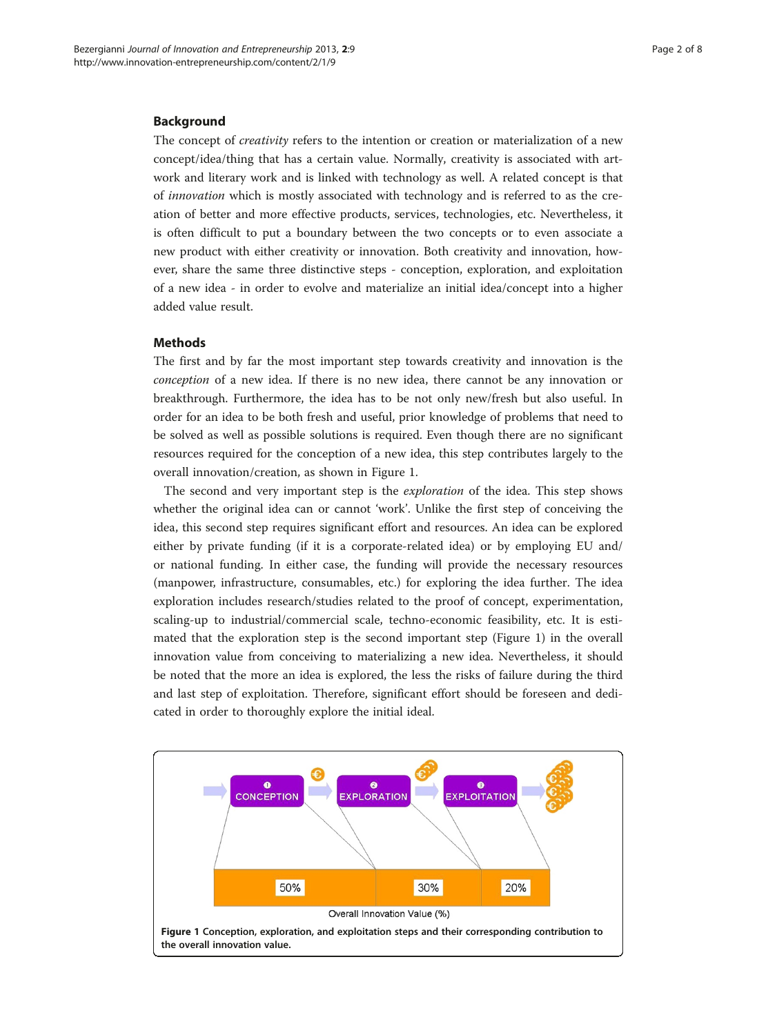## Background

The concept of *creativity* refers to the intention or creation or materialization of a new concept/idea/thing that has a certain value. Normally, creativity is associated with artwork and literary work and is linked with technology as well. A related concept is that of *innovation* which is mostly associated with technology and is referred to as the creation of better and more effective products, services, technologies, etc. Nevertheless, it is often difficult to put a boundary between the two concepts or to even associate a new product with either creativity or innovation. Both creativity and innovation, however, share the same three distinctive steps - conception, exploration, and exploitation of a new idea - in order to evolve and materialize an initial idea/concept into a higher added value result.

## Methods

The first and by far the most important step towards creativity and innovation is the *conception* of a new idea. If there is no new idea, there cannot be any innovation or breakthrough. Furthermore, the idea has to be not only new/fresh but also useful. In order for an idea to be both fresh and useful, prior knowledge of problems that need to be solved as well as possible solutions is required. Even though there are no significant resources required for the conception of a new idea, this step contributes largely to the overall innovation/creation, as shown in Figure 1.

The second and very important step is the *exploration* of the idea. This step shows whether the original idea can or cannot 'work'. Unlike the first step of conceiving the idea, this second step requires significant effort and resources. An idea can be explored either by private funding (if it is a corporate-related idea) or by employing EU and/or national funding. In either case, the funding will provide the necessary resources (manpower, infrastructure, consumables, etc.) for exploring the idea further. The idea exploration includes research/studies related to the proof of concept, experimentation, scaling-up to industrial/commercial scale, techno-economic feasibility, etc. It is estimated that the exploration step is the second important step (Figure 1) in the overall innovation value from conceiving to materializing a new idea. Nevertheless, it should be noted that the more an idea is explored, the less the risks of failure during the third and last step of exploitation. Therefore, significant effort should be foreseen and dedicated in order to thoroughly explore the initial ideal.

1 CONCEPTION
2 EXPLORATION
3 EXPLOITATION

50%
30%
20%

Overall Innovation Value (%)

**Figure 1** Conception, exploration, and exploitation steps and their corresponding contribution to the overall innovation value.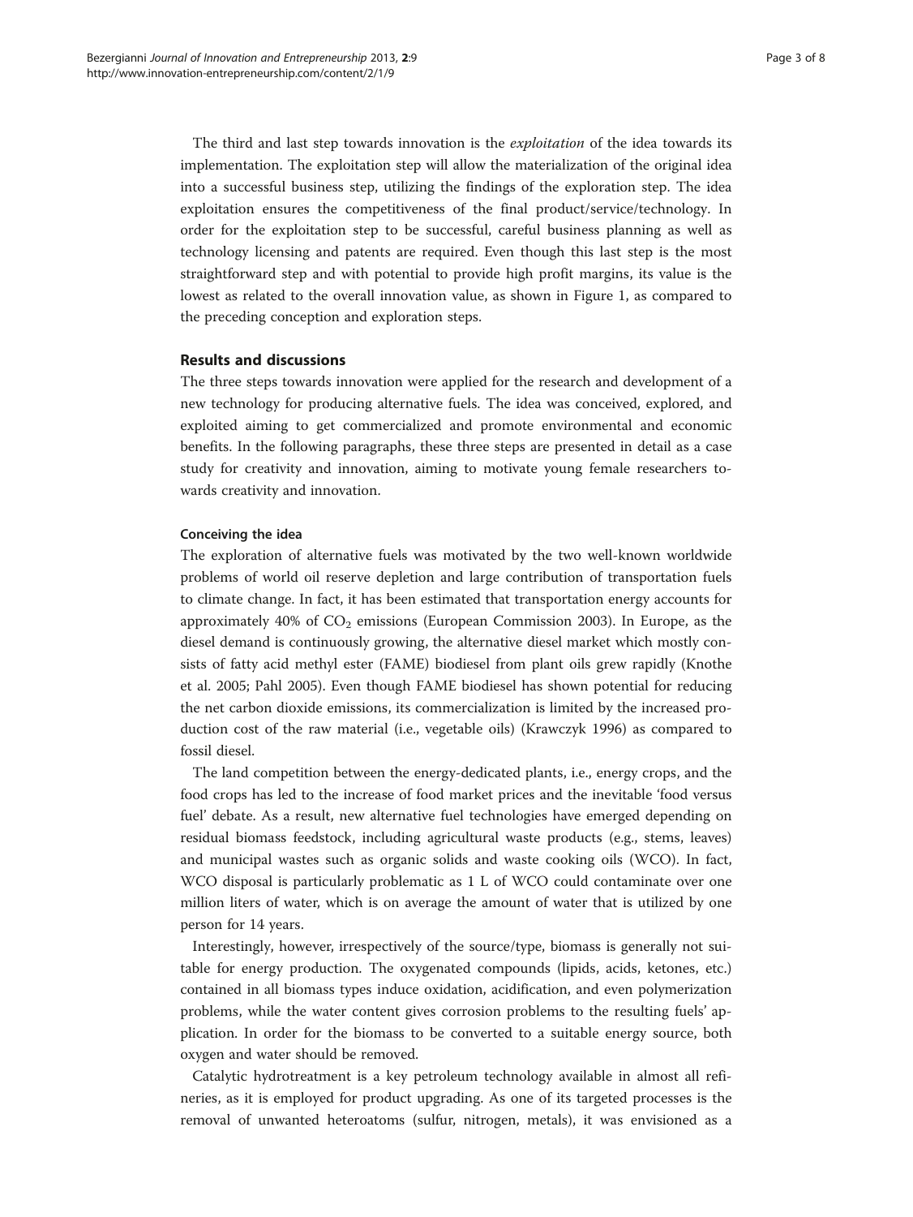The third and last step towards innovation is the *exploitation* of the idea towards its implementation. The exploitation step will allow the materialization of the original idea into a successful business step, utilizing the findings of the exploration step. The idea exploitation ensures the competitiveness of the final product/service/technology. In order for the exploitation step to be successful, careful business planning as well as technology licensing and patents are required. Even though this last step is the most straightforward step and with potential to provide high profit margins, its value is the lowest as related to the overall innovation value, as shown in Figure 1, as compared to the preceding conception and exploration steps.

## Results and discussions

The three steps towards innovation were applied for the research and development of a new technology for producing alternative fuels. The idea was conceived, explored, and exploited aiming to get commercialized and promote environmental and economic benefits. In the following paragraphs, these three steps are presented in detail as a case study for creativity and innovation, aiming to motivate young female researchers towards creativity and innovation.

### Conceiving the idea

The exploration of alternative fuels was motivated by the two well-known worldwide problems of world oil reserve depletion and large contribution of transportation fuels to climate change. In fact, it has been estimated that transportation energy accounts for approximately 40% of $CO_2$ emissions (European Commission 2003). In Europe, as the diesel demand is continuously growing, the alternative diesel market which mostly consists of fatty acid methyl ester (FAME) biodiesel from plant oils grew rapidly (Knothe et al. 2005; Pahl 2005). Even though FAME biodiesel has shown potential for reducing the net carbon dioxide emissions, its commercialization is limited by the increased production cost of the raw material (i.e., vegetable oils) (Krawczyk 1996) as compared to fossil diesel.

The land competition between the energy-dedicated plants, i.e., energy crops, and the food crops has led to the increase of food market prices and the inevitable 'food versus fuel' debate. As a result, new alternative fuel technologies have emerged depending on residual biomass feedstock, including agricultural waste products (e.g., stems, leaves) and municipal wastes such as organic solids and waste cooking oils (WCO). In fact, WCO disposal is particularly problematic as 1 L of WCO could contaminate over one million liters of water, which is on average the amount of water that is utilized by one person for 14 years.

Interestingly, however, irrespectively of the source/type, biomass is generally not suitable for energy production. The oxygenated compounds (lipids, acids, ketones, etc.) contained in all biomass types induce oxidation, acidification, and even polymerization problems, while the water content gives corrosion problems to the resulting fuels' application. In order for the biomass to be converted to a suitable energy source, both oxygen and water should be removed.

Catalytic hydrotreatment is a key petroleum technology available in almost all refineries, as it is employed for product upgrading. As one of its targeted processes is the removal of unwanted heteroatoms (sulfur, nitrogen, metals), it was envisioned as a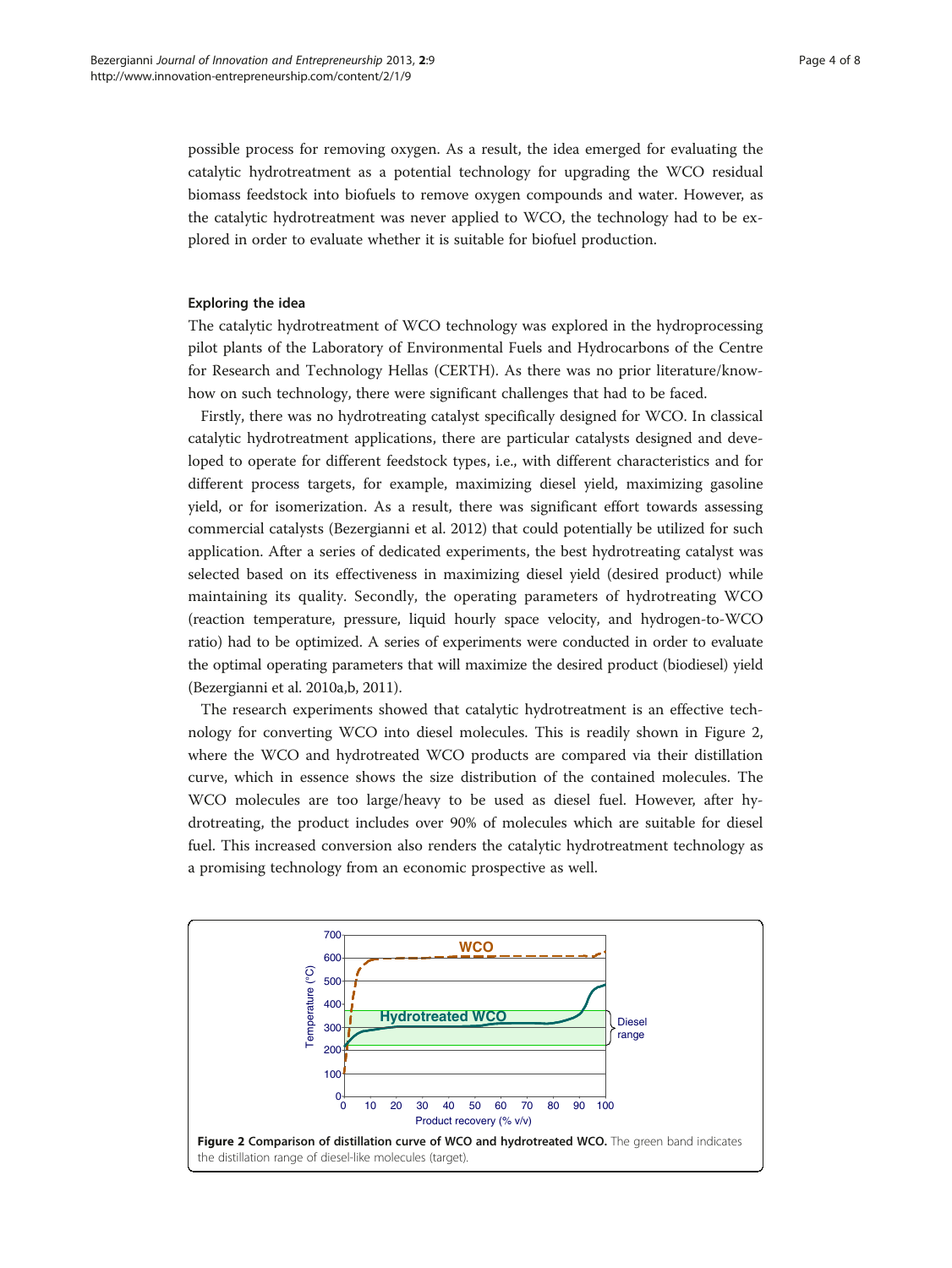possible process for removing oxygen. As a result, the idea emerged for evaluating the catalytic hydrotreatment as a potential technology for upgrading the WCO residual biomass feedstock into biofuels to remove oxygen compounds and water. However, as the catalytic hydrotreatment was never applied to WCO, the technology had to be explored in order to evaluate whether it is suitable for biofuel production.

### Exploring the idea

The catalytic hydrotreatment of WCO technology was explored in the hydroprocessing pilot plants of the Laboratory of Environmental Fuels and Hydrocarbons of the Centre for Research and Technology Hellas (CERTH). As there was no prior literature/know-how on such technology, there were significant challenges that had to be faced.

Firstly, there was no hydrotreating catalyst specifically designed for WCO. In classical catalytic hydrotreatment applications, there are particular catalysts designed and developed to operate for different feedstock types, i.e., with different characteristics and for different process targets, for example, maximizing diesel yield, maximizing gasoline yield, or for isomerization. As a result, there was significant effort towards assessing commercial catalysts (Bezergianni et al. 2012) that could potentially be utilized for such application. After a series of dedicated experiments, the best hydrotreating catalyst was selected based on its effectiveness in maximizing diesel yield (desired product) while maintaining its quality. Secondly, the operating parameters of hydrotreating WCO (reaction temperature, pressure, liquid hourly space velocity, and hydrogen-to-WCO ratio) had to be optimized. A series of experiments were conducted in order to evaluate the optimal operating parameters that will maximize the desired product (biodiesel) yield (Bezergianni et al. 2010a,b, 2011).

The research experiments showed that catalytic hydrotreatment is an effective technology for converting WCO into diesel molecules. This is readily shown in Figure 2, where the WCO and hydrotreated WCO products are compared via their distillation curve, which in essence shows the size distribution of the contained molecules. The WCO molecules are too large/heavy to be used as diesel fuel. However, after hydrotreating, the product includes over 90% of molecules which are suitable for diesel fuel. This increased conversion also renders the catalytic hydrotreatment technology as a promising technology from an economic prospective as well.

**Figure 2 Comparison of distillation curve of WCO and hydrotreated WCO.** The green band indicates the distillation range of diesel-like molecules (target).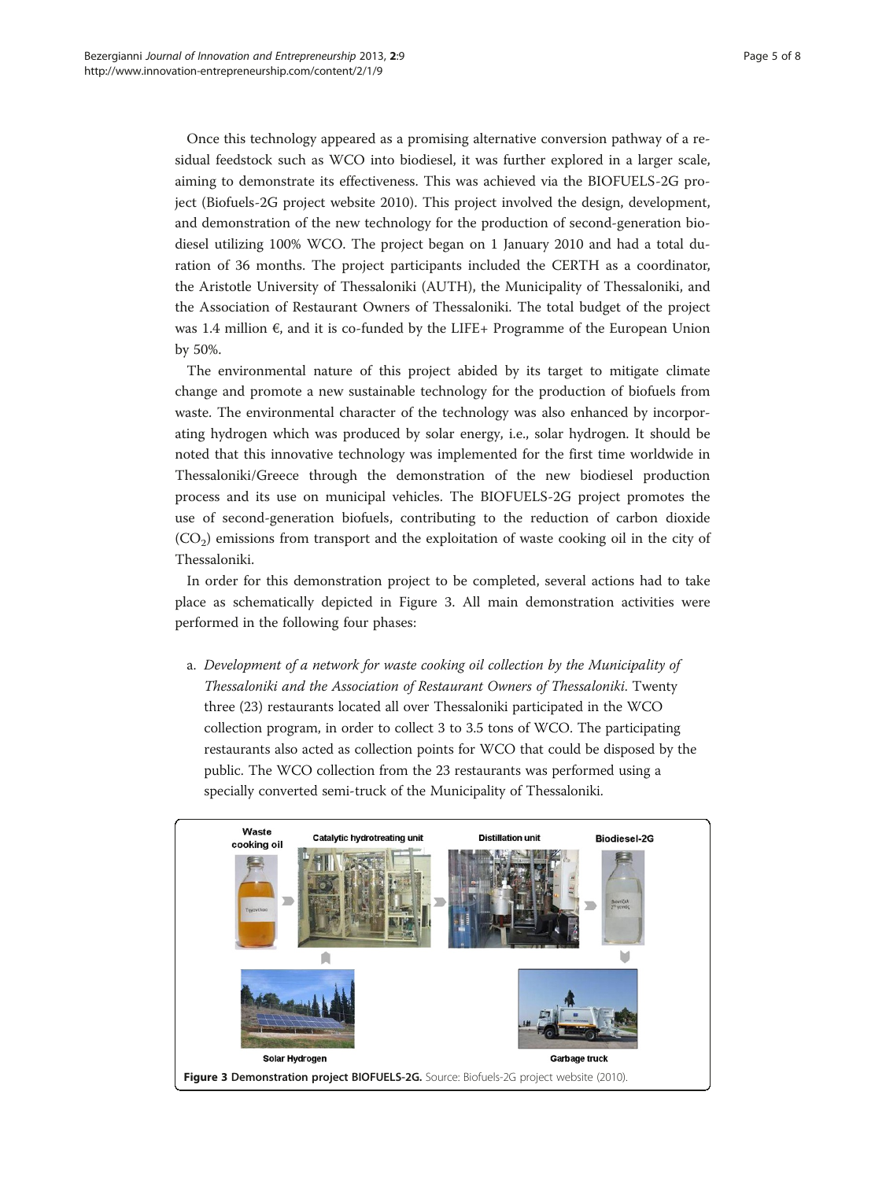Once this technology appeared as a promising alternative conversion pathway of a residual feedstock such as WCO into biodiesel, it was further explored in a larger scale, aiming to demonstrate its effectiveness. This was achieved via the BIOFUELS-2G project (Biofuels-2G project website 2010). This project involved the design, development, and demonstration of the new technology for the production of second-generation biodiesel utilizing 100% WCO. The project began on 1 January 2010 and had a total duration of 36 months. The project participants included the CERTH as a coordinator, the Aristotle University of Thessaloniki (AUTH), the Municipality of Thessaloniki, and the Association of Restaurant Owners of Thessaloniki. The total budget of the project was 1.4 million €, and it is co-funded by the LIFE+ Programme of the European Union by 50%.

The environmental nature of this project abided by its target to mitigate climate change and promote a new sustainable technology for the production of biofuels from waste. The environmental character of the technology was also enhanced by incorporating hydrogen which was produced by solar energy, i.e., solar hydrogen. It should be noted that this innovative technology was implemented for the first time worldwide in Thessaloniki/Greece through the demonstration of the new biodiesel production process and its use on municipal vehicles. The BIOFUELS-2G project promotes the use of second-generation biofuels, contributing to the reduction of carbon dioxide ($CO_2$) emissions from transport and the exploitation of waste cooking oil in the city of Thessaloniki.

In order for this demonstration project to be completed, several actions had to take place as schematically depicted in Figure 3. All main demonstration activities were performed in the following four phases:

a. *Development of a network for waste cooking oil collection by the Municipality of Thessaloniki and the Association of Restaurant Owners of Thessaloniki.* Twenty three (23) restaurants located all over Thessaloniki participated in the WCO collection program, in order to collect 3 to 3.5 tons of WCO. The participating restaurants also acted as collection points for WCO that could be disposed by the public. The WCO collection from the 23 restaurants was performed using a specially converted semi-truck of the Municipality of Thessaloniki.

**Figure 3 Demonstration project BIOFUELS-2G.** Source: Biofuels-2G project website (2010).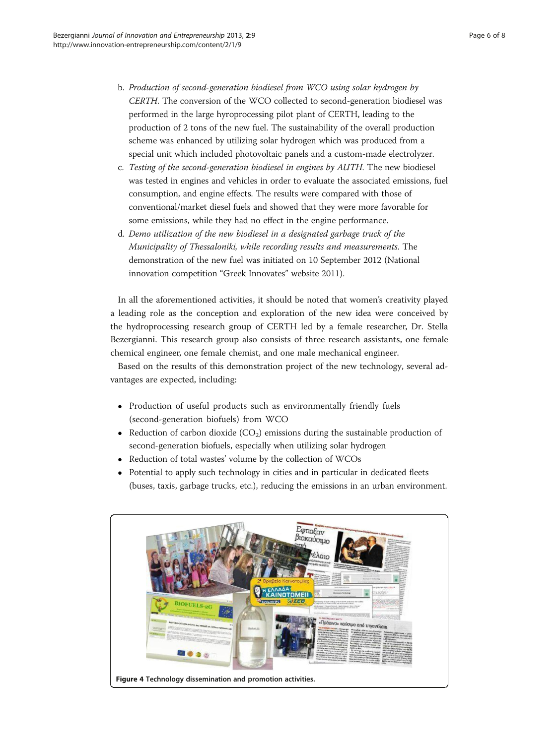b. *Production of second-generation biodiesel from WCO using solar hydrogen by CERTH*. The conversion of the WCO collected to second-generation biodiesel was performed in the large hyroprocessing pilot plant of CERTH, leading to the production of 2 tons of the new fuel. The sustainability of the overall production scheme was enhanced by utilizing solar hydrogen which was produced from a special unit which included photovoltaic panels and a custom-made electrolyzer.

c. *Testing of the second-generation biodiesel in engines by AUTH*. The new biodiesel was tested in engines and vehicles in order to evaluate the associated emissions, fuel consumption, and engine effects. The results were compared with those of conventional/market diesel fuels and showed that they were more favorable for some emissions, while they had no effect in the engine performance.

d. *Demo utilization of the new biodiesel in a designated garbage truck of the Municipality of Thessaloniki, while recording results and measurements*. The demonstration of the new fuel was initiated on 10 September 2012 (National innovation competition "Greek Innovates" website 2011).

In all the aforementioned activities, it should be noted that women's creativity played a leading role as the conception and exploration of the new idea were conceived by the hydroprocessing research group of CERTH led by a female researcher, Dr. Stella Bezergianni. This research group also consists of three research assistants, one female chemical engineer, one female chemist, and one male mechanical engineer.

Based on the results of this demonstration project of the new technology, several advantages are expected, including:

- Production of useful products such as environmentally friendly fuels (second-generation biofuels) from WCO
- Reduction of carbon dioxide ($CO_2$) emissions during the sustainable production of second-generation biofuels, especially when utilizing solar hydrogen
- Reduction of total wastes' volume by the collection of WCOs
- Potential to apply such technology in cities and in particular in dedicated fleets (buses, taxis, garbage trucks, etc.), reducing the emissions in an urban environment.

**Figure 4** **Technology dissemination and promotion activities.**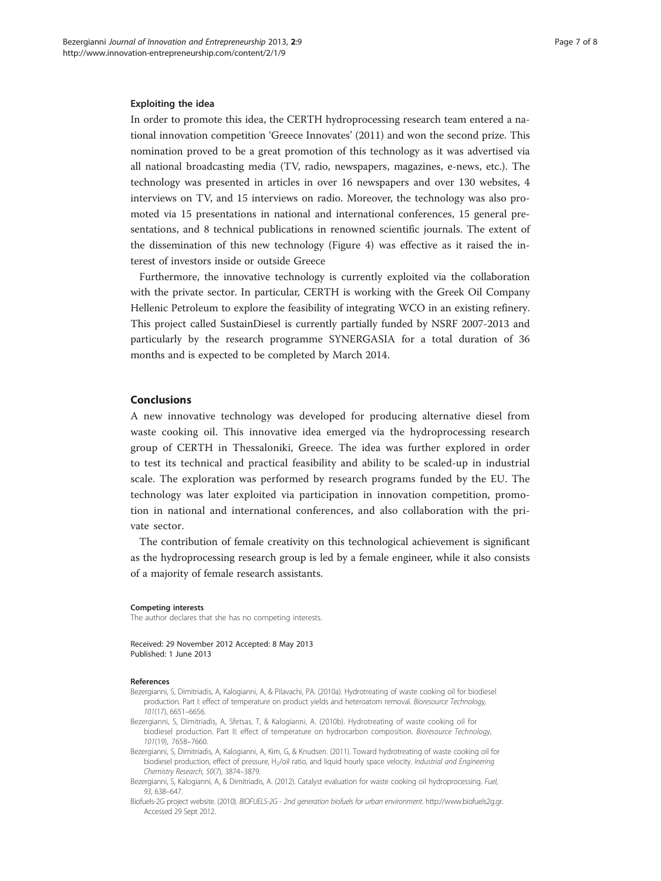### Exploiting the idea

In order to promote this idea, the CERTH hydroprocessing research team entered a national innovation competition 'Greece Innovates' (2011) and won the second prize. This nomination proved to be a great promotion of this technology as it was advertised via all national broadcasting media (TV, radio, newspapers, magazines, e-news, etc.). The technology was presented in articles in over 16 newspapers and over 130 websites, 4 interviews on TV, and 15 interviews on radio. Moreover, the technology was also promoted via 15 presentations in national and international conferences, 15 general presentations, and 8 technical publications in renowned scientific journals. The extent of the dissemination of this new technology (Figure 4) was effective as it raised the interest of investors inside or outside Greece

Furthermore, the innovative technology is currently exploited via the collaboration with the private sector. In particular, CERTH is working with the Greek Oil Company Hellenic Petroleum to explore the feasibility of integrating WCO in an existing refinery. This project called SustainDiesel is currently partially funded by NSRF 2007-2013 and particularly by the research programme SYNERGASIA for a total duration of 36 months and is expected to be completed by March 2014.

## Conclusions

A new innovative technology was developed for producing alternative diesel from waste cooking oil. This innovative idea emerged via the hydroprocessing research group of CERTH in Thessaloniki, Greece. The idea was further explored in order to test its technical and practical feasibility and ability to be scaled-up in industrial scale. The exploration was performed by research programs funded by the EU. The technology was later exploited via participation in innovation competition, promotion in national and international conferences, and also collaboration with the private sector.

The contribution of female creativity on this technological achievement is significant as the hydroprocessing research group is led by a female engineer, while it also consists of a majority of female research assistants.

#### Competing interests

The author declares that she has no competing interests.

Received: 29 November 2012 Accepted: 8 May 2013
Published: 1 June 2013

#### References

Bezergianni, S, Dimitriadis, A, Kalogianni, A, & Pilavachi, PA. (2010a). Hydrotreating of waste cooking oil for biodiesel production. Part I: effect of temperature on product yields and heteroatom removal. *Bioresource Technology, 101*(17), 6651–6656.

Bezergianni, S, Dimitriadis, A, Sfetsas, T, & Kalogianni, A. (2010b). Hydrotreating of waste cooking oil for biodiesel production. Part II: effect of temperature on hydrocarbon composition. *Bioresource Technology, 101*(19), 7658–7660.

Bezergianni, S, Dimitriadis, A, Kalogianni, A, Kim, G, & Knudsen. (2011). Toward hydrotreating of waste cooking oil for biodiesel production, effect of pressure, $H_2$/oil ratio, and liquid hourly space velocity. *Industrial and Engineering Chemistry Research, 50*(7), 3874–3879.

Bezergianni, S, Kalogianni, A, & Dimitriadis, A. (2012). Catalyst evaluation for waste cooking oil hydroprocessing. *Fuel, 93*, 638–647.

Biofuels-2G project website. (2010). *BIOFUELS-2G - 2nd generation biofuels for urban environment*. http://www.biofuels2g.gr. Accessed 29 Sept 2012.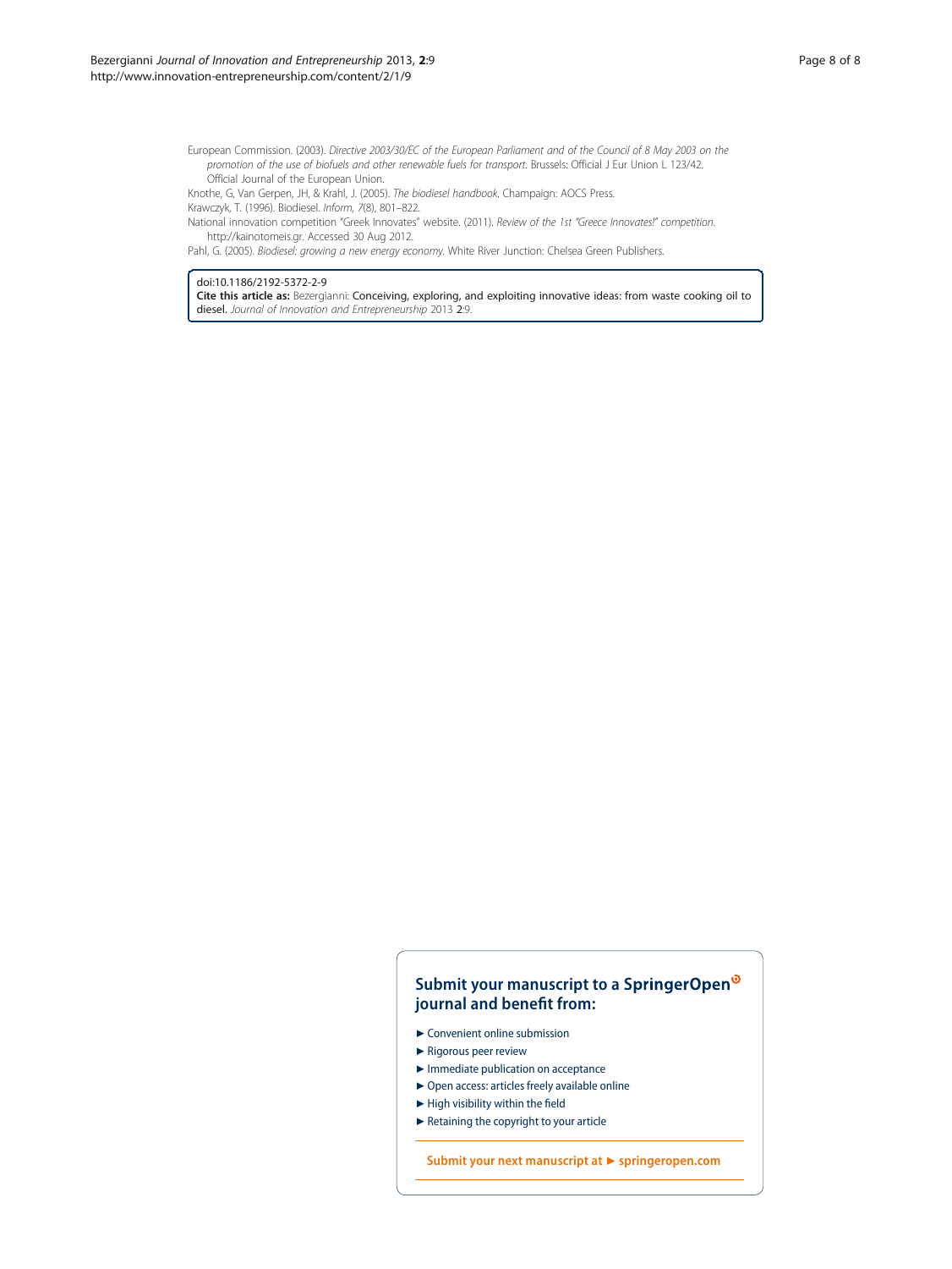European Commission. (2003). *Directive 2003/30/EC of the European Parliament and of the Council of 8 May 2003 on the promotion of the use of biofuels and other renewable fuels for transport*. Brussels: Official J Eur Union L 123/42. Official Journal of the European Union.

Knothe, G, Van Gerpen, JH, & Krahl, J. (2005). *The biodiesel handbook*. Champaign: AOCS Press.

Krawczyk, T. (1996). Biodiesel. *Inform, 7*(8), 801–822.

National innovation competition "Greek Innovates" website. (2011). *Review of the 1st "Greece Innovates!" competition*. http://kainotomeis.gr. Accessed 30 Aug 2012.

Pahl, G. (2005). *Biodiesel: growing a new energy economy*. White River Junction: Chelsea Green Publishers.

doi:10.1186/2192-5372-2-9

**Cite this article as:** Bezergianni: Conceiving, exploring, and exploiting innovative ideas: from waste cooking oil to diesel. *Journal of Innovation and Entrepreneurship* 2013 **2**:9.

**Submit your manuscript to a SpringerOpen journal and benefit from:**

- ► Convenient online submission
- ► Rigorous peer review
- ► Immediate publication on acceptance
- ► Open access: articles freely available online
- ► High visibility within the field
- ► Retaining the copyright to your article

**Submit your next manuscript at ► springeropen.com**